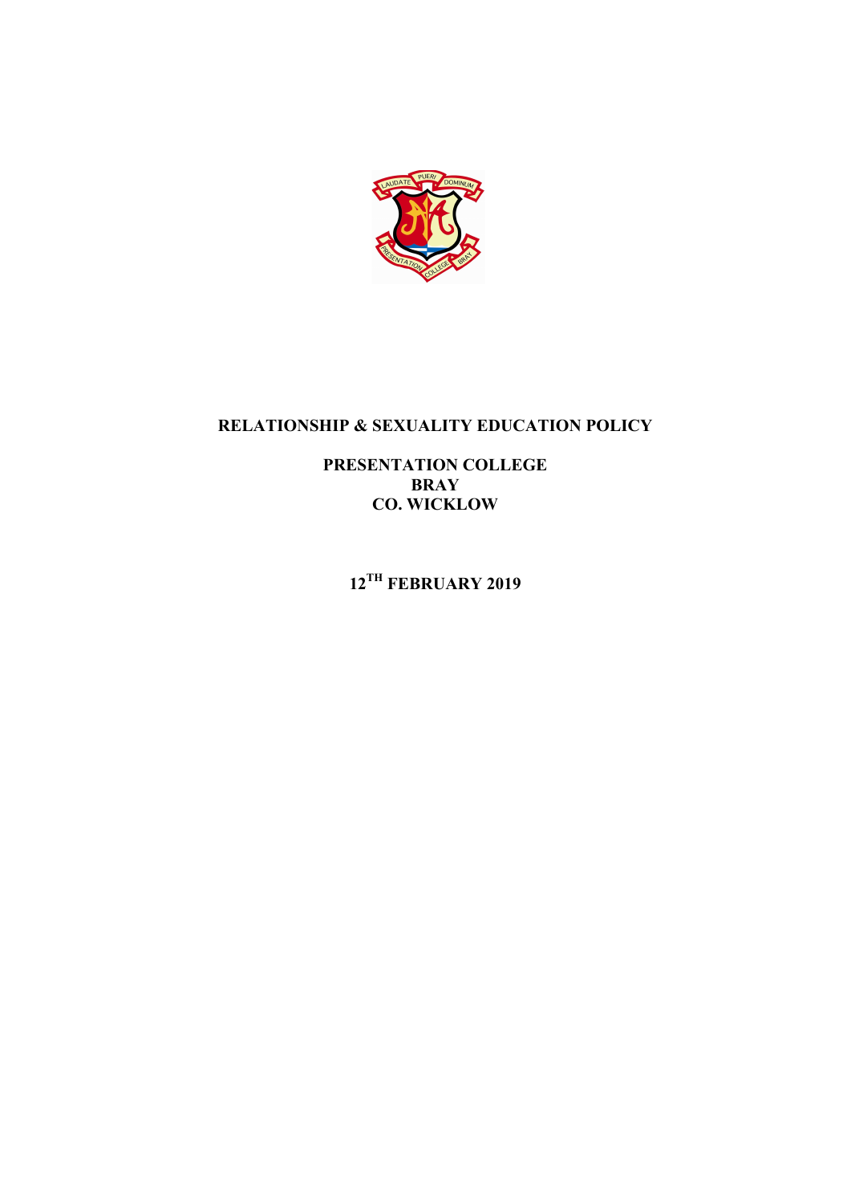# RELATIONSHIP & SEXUALITY EDUCATION POLICY

**PRESENTATION COLLEGE**
**BRAY**
**CO. WICKLOW**

**12TH FEBRUARY 2019**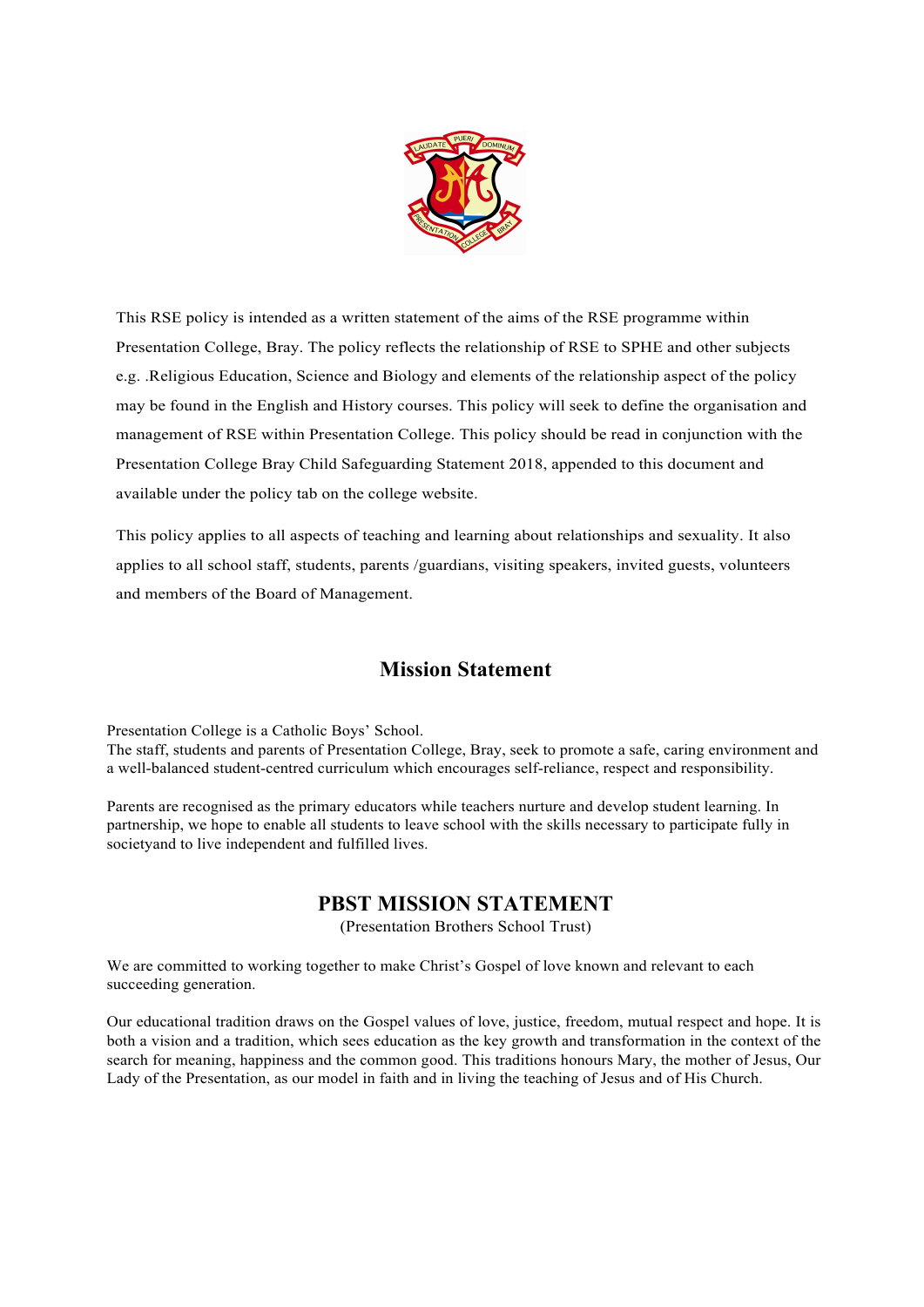This RSE policy is intended as a written statement of the aims of the RSE programme within Presentation College, Bray. The policy reflects the relationship of RSE to SPHE and other subjects e.g. .Religious Education, Science and Biology and elements of the relationship aspect of the policy may be found in the English and History courses. This policy will seek to define the organisation and management of RSE within Presentation College. This policy should be read in conjunction with the Presentation College Bray Child Safeguarding Statement 2018, appended to this document and available under the policy tab on the college website.

This policy applies to all aspects of teaching and learning about relationships and sexuality. It also applies to all school staff, students, parents /guardians, visiting speakers, invited guests, volunteers and members of the Board of Management.

## Mission Statement

Presentation College is a Catholic Boys' School.
The staff, students and parents of Presentation College, Bray, seek to promote a safe, caring environment and a well-balanced student-centred curriculum which encourages self-reliance, respect and responsibility.

Parents are recognised as the primary educators while teachers nurture and develop student learning. In partnership, we hope to enable all students to leave school with the skills necessary to participate fully in societyand to live independent and fulfilled lives.

## PBST MISSION STATEMENT

(Presentation Brothers School Trust)

We are committed to working together to make Christ's Gospel of love known and relevant to each succeeding generation.

Our educational tradition draws on the Gospel values of love, justice, freedom, mutual respect and hope. It is both a vision and a tradition, which sees education as the key growth and transformation in the context of the search for meaning, happiness and the common good. This traditions honours Mary, the mother of Jesus, Our Lady of the Presentation, as our model in faith and in living the teaching of Jesus and of His Church.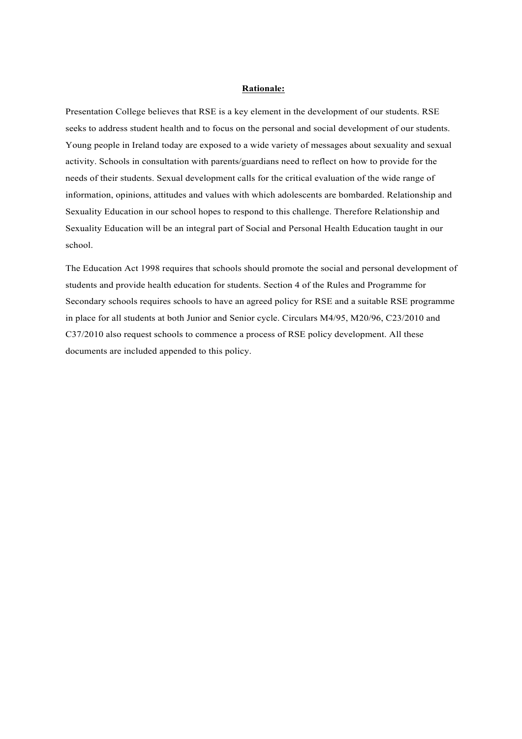**Rationale:**

Presentation College believes that RSE is a key element in the development of our students. RSE seeks to address student health and to focus on the personal and social development of our students. Young people in Ireland today are exposed to a wide variety of messages about sexuality and sexual activity. Schools in consultation with parents/guardians need to reflect on how to provide for the needs of their students. Sexual development calls for the critical evaluation of the wide range of information, opinions, attitudes and values with which adolescents are bombarded. Relationship and Sexuality Education in our school hopes to respond to this challenge. Therefore Relationship and Sexuality Education will be an integral part of Social and Personal Health Education taught in our school.

The Education Act 1998 requires that schools should promote the social and personal development of students and provide health education for students. Section 4 of the Rules and Programme for Secondary schools requires schools to have an agreed policy for RSE and a suitable RSE programme in place for all students at both Junior and Senior cycle. Circulars M4/95, M20/96, C23/2010 and C37/2010 also request schools to commence a process of RSE policy development. All these documents are included appended to this policy.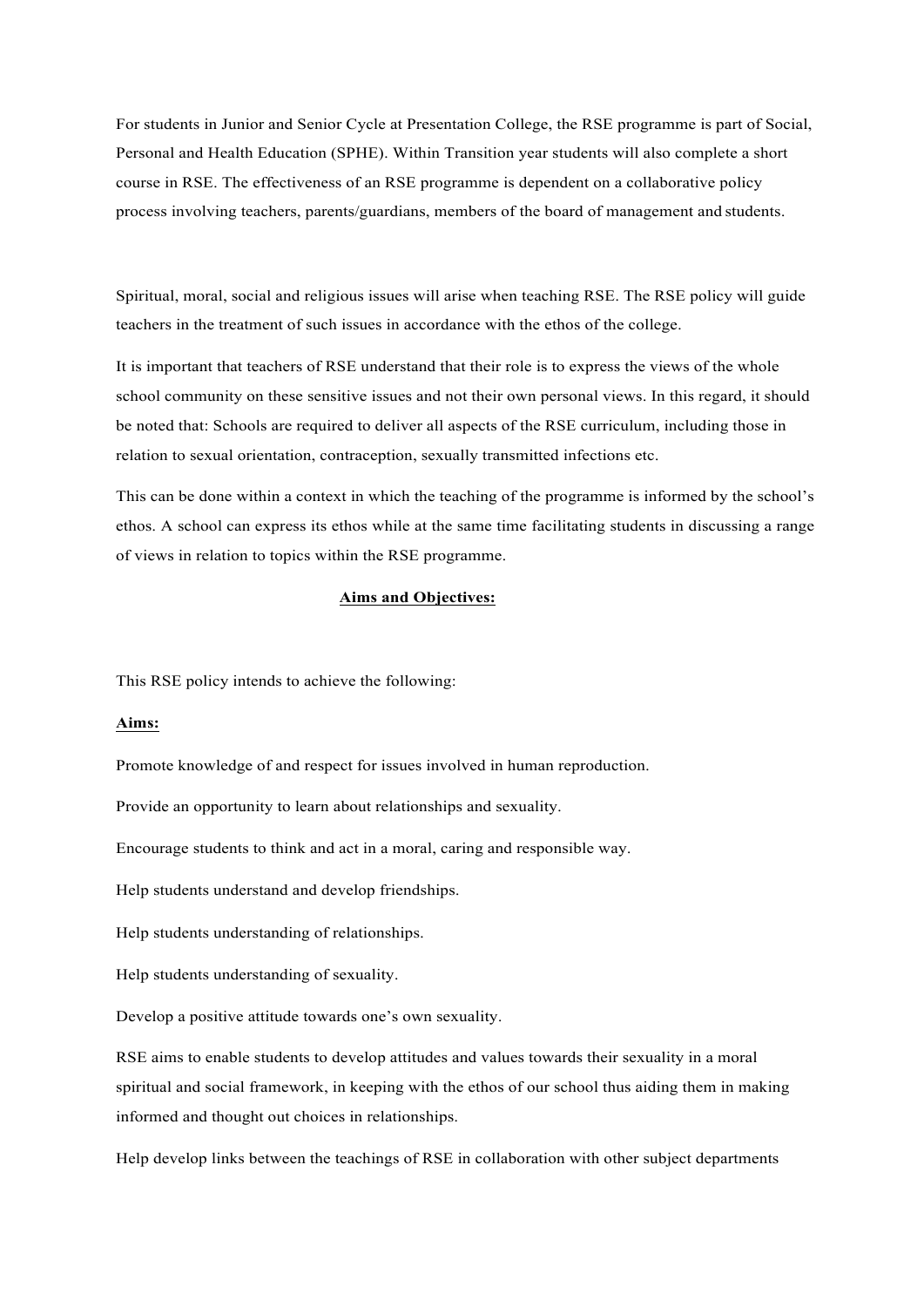For students in Junior and Senior Cycle at Presentation College, the RSE programme is part of Social, Personal and Health Education (SPHE). Within Transition year students will also complete a short course in RSE. The effectiveness of an RSE programme is dependent on a collaborative policy process involving teachers, parents/guardians, members of the board of management and students.

Spiritual, moral, social and religious issues will arise when teaching RSE. The RSE policy will guide teachers in the treatment of such issues in accordance with the ethos of the college.

It is important that teachers of RSE understand that their role is to express the views of the whole school community on these sensitive issues and not their own personal views. In this regard, it should be noted that: Schools are required to deliver all aspects of the RSE curriculum, including those in relation to sexual orientation, contraception, sexually transmitted infections etc.

This can be done within a context in which the teaching of the programme is informed by the school's ethos. A school can express its ethos while at the same time facilitating students in discussing a range of views in relation to topics within the RSE programme.

## Aims and Objectives:

This RSE policy intends to achieve the following:

**Aims:**

Promote knowledge of and respect for issues involved in human reproduction.

Provide an opportunity to learn about relationships and sexuality.

Encourage students to think and act in a moral, caring and responsible way.

Help students understand and develop friendships.

Help students understanding of relationships.

Help students understanding of sexuality.

Develop a positive attitude towards one's own sexuality.

RSE aims to enable students to develop attitudes and values towards their sexuality in a moral spiritual and social framework, in keeping with the ethos of our school thus aiding them in making informed and thought out choices in relationships.

Help develop links between the teachings of RSE in collaboration with other subject departments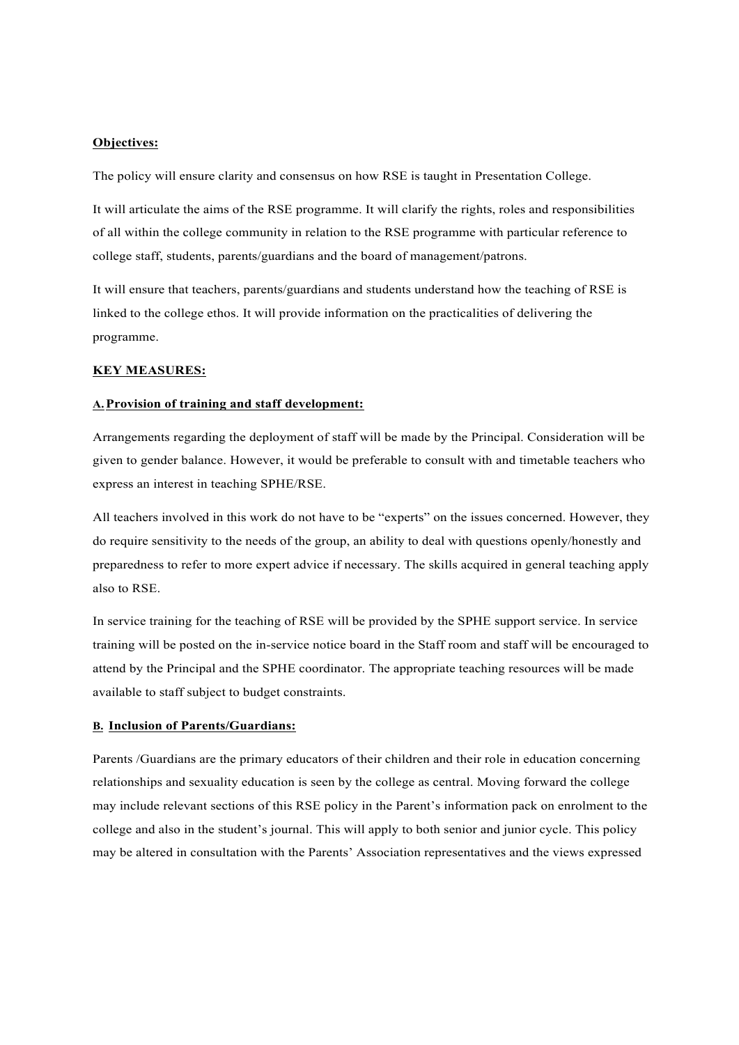**Objectives:**

The policy will ensure clarity and consensus on how RSE is taught in Presentation College.

It will articulate the aims of the RSE programme. It will clarify the rights, roles and responsibilities of all within the college community in relation to the RSE programme with particular reference to college staff, students, parents/guardians and the board of management/patrons.

It will ensure that teachers, parents/guardians and students understand how the teaching of RSE is linked to the college ethos. It will provide information on the practicalities of delivering the programme.

**KEY MEASURES:**

**A. Provision of training and staff development:**

Arrangements regarding the deployment of staff will be made by the Principal. Consideration will be given to gender balance. However, it would be preferable to consult with and timetable teachers who express an interest in teaching SPHE/RSE.

All teachers involved in this work do not have to be "experts" on the issues concerned. However, they do require sensitivity to the needs of the group, an ability to deal with questions openly/honestly and preparedness to refer to more expert advice if necessary. The skills acquired in general teaching apply also to RSE.

In service training for the teaching of RSE will be provided by the SPHE support service. In service training will be posted on the in-service notice board in the Staff room and staff will be encouraged to attend by the Principal and the SPHE coordinator. The appropriate teaching resources will be made available to staff subject to budget constraints.

**B. Inclusion of Parents/Guardians:**

Parents /Guardians are the primary educators of their children and their role in education concerning relationships and sexuality education is seen by the college as central. Moving forward the college may include relevant sections of this RSE policy in the Parent's information pack on enrolment to the college and also in the student's journal. This will apply to both senior and junior cycle. This policy may be altered in consultation with the Parents' Association representatives and the views expressed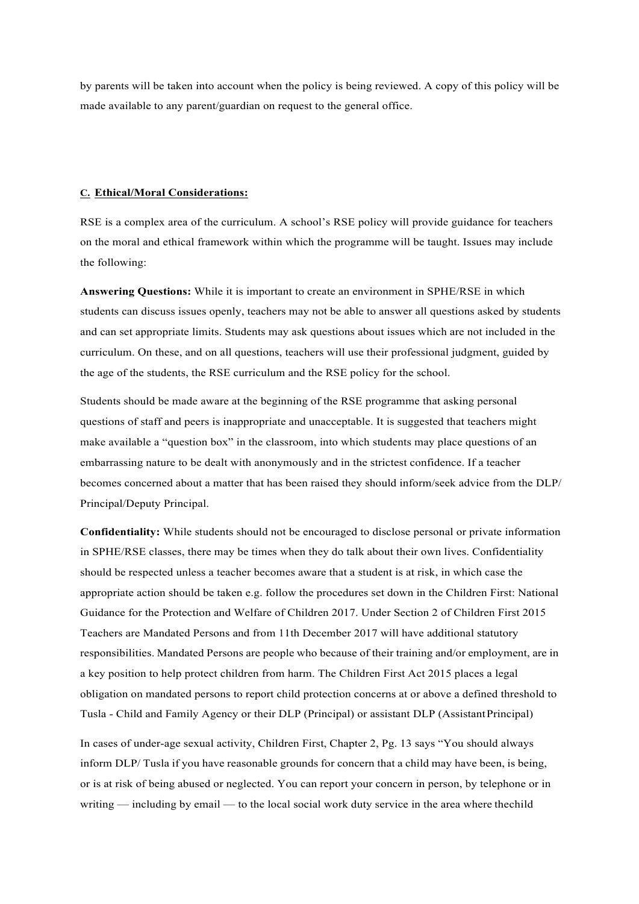by parents will be taken into account when the policy is being reviewed. A copy of this policy will be made available to any parent/guardian on request to the general office.

### C. Ethical/Moral Considerations:

RSE is a complex area of the curriculum. A school's RSE policy will provide guidance for teachers on the moral and ethical framework within which the programme will be taught. Issues may include the following:

**Answering Questions:** While it is important to create an environment in SPHE/RSE in which students can discuss issues openly, teachers may not be able to answer all questions asked by students and can set appropriate limits. Students may ask questions about issues which are not included in the curriculum. On these, and on all questions, teachers will use their professional judgment, guided by the age of the students, the RSE curriculum and the RSE policy for the school.

Students should be made aware at the beginning of the RSE programme that asking personal questions of staff and peers is inappropriate and unacceptable. It is suggested that teachers might make available a "question box" in the classroom, into which students may place questions of an embarrassing nature to be dealt with anonymously and in the strictest confidence. If a teacher becomes concerned about a matter that has been raised they should inform/seek advice from the DLP/ Principal/Deputy Principal.

**Confidentiality:** While students should not be encouraged to disclose personal or private information in SPHE/RSE classes, there may be times when they do talk about their own lives. Confidentiality should be respected unless a teacher becomes aware that a student is at risk, in which case the appropriate action should be taken e.g. follow the procedures set down in the Children First: National Guidance for the Protection and Welfare of Children 2017. Under Section 2 of Children First 2015 Teachers are Mandated Persons and from 11th December 2017 will have additional statutory responsibilities. Mandated Persons are people who because of their training and/or employment, are in a key position to help protect children from harm. The Children First Act 2015 places a legal obligation on mandated persons to report child protection concerns at or above a defined threshold to Tusla - Child and Family Agency or their DLP (Principal) or assistant DLP (Assistant Principal)

In cases of under-age sexual activity, Children First, Chapter 2, Pg. 13 says "You should always inform DLP/ Tusla if you have reasonable grounds for concern that a child may have been, is being, or is at risk of being abused or neglected. You can report your concern in person, by telephone or in writing — including by email — to the local social work duty service in the area where thechild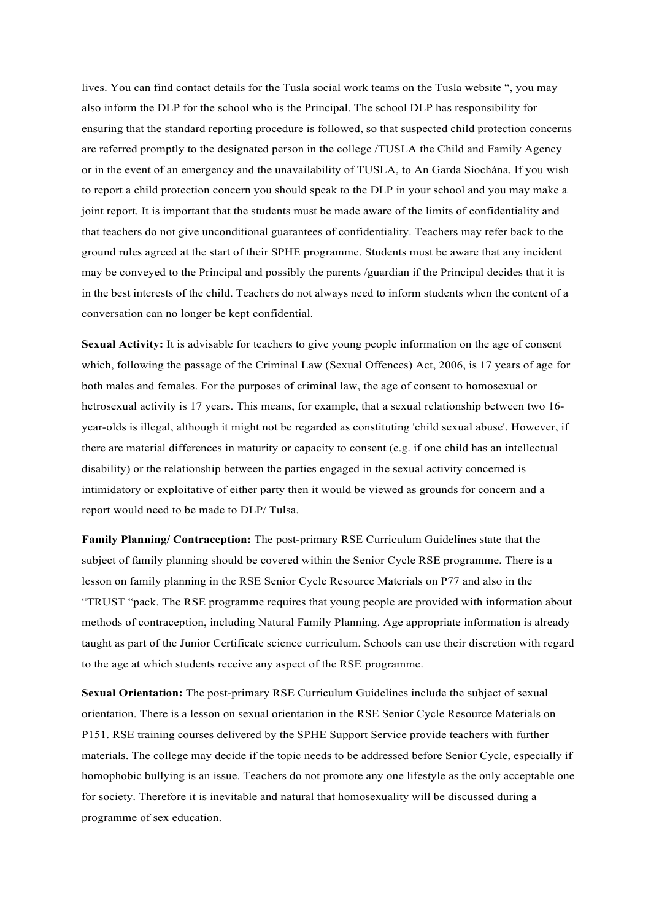lives. You can find contact details for the Tusla social work teams on the Tusla website ", you may also inform the DLP for the school who is the Principal. The school DLP has responsibility for ensuring that the standard reporting procedure is followed, so that suspected child protection concerns are referred promptly to the designated person in the college /TUSLA the Child and Family Agency or in the event of an emergency and the unavailability of TUSLA, to An Garda Síochána. If you wish to report a child protection concern you should speak to the DLP in your school and you may make a joint report. It is important that the students must be made aware of the limits of confidentiality and that teachers do not give unconditional guarantees of confidentiality. Teachers may refer back to the ground rules agreed at the start of their SPHE programme. Students must be aware that any incident may be conveyed to the Principal and possibly the parents /guardian if the Principal decides that it is in the best interests of the child. Teachers do not always need to inform students when the content of a conversation can no longer be kept confidential.

**Sexual Activity:** It is advisable for teachers to give young people information on the age of consent which, following the passage of the Criminal Law (Sexual Offences) Act, 2006, is 17 years of age for both males and females. For the purposes of criminal law, the age of consent to homosexual or hetrosexual activity is 17 years. This means, for example, that a sexual relationship between two 16-year-olds is illegal, although it might not be regarded as constituting 'child sexual abuse'. However, if there are material differences in maturity or capacity to consent (e.g. if one child has an intellectual disability) or the relationship between the parties engaged in the sexual activity concerned is intimidatory or exploitative of either party then it would be viewed as grounds for concern and a report would need to be made to DLP/ Tulsa.

**Family Planning/ Contraception:** The post-primary RSE Curriculum Guidelines state that the subject of family planning should be covered within the Senior Cycle RSE programme. There is a lesson on family planning in the RSE Senior Cycle Resource Materials on P77 and also in the "TRUST "pack. The RSE programme requires that young people are provided with information about methods of contraception, including Natural Family Planning. Age appropriate information is already taught as part of the Junior Certificate science curriculum. Schools can use their discretion with regard to the age at which students receive any aspect of the RSE programme.

**Sexual Orientation:** The post-primary RSE Curriculum Guidelines include the subject of sexual orientation. There is a lesson on sexual orientation in the RSE Senior Cycle Resource Materials on P151. RSE training courses delivered by the SPHE Support Service provide teachers with further materials. The college may decide if the topic needs to be addressed before Senior Cycle, especially if homophobic bullying is an issue. Teachers do not promote any one lifestyle as the only acceptable one for society. Therefore it is inevitable and natural that homosexuality will be discussed during a programme of sex education.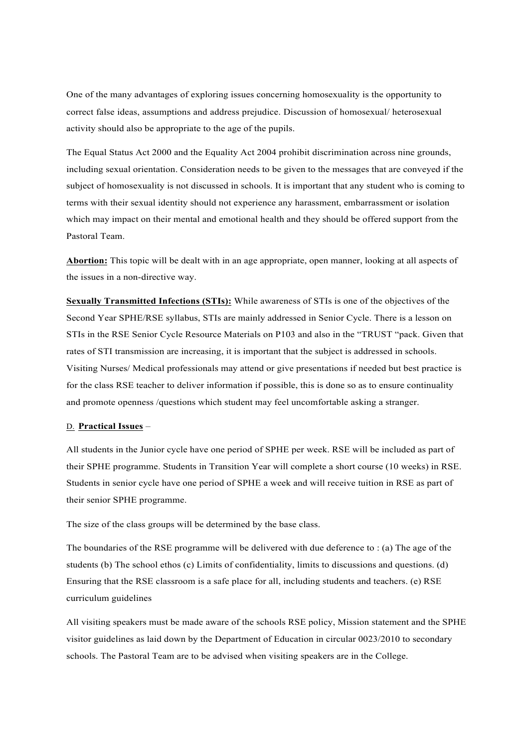One of the many advantages of exploring issues concerning homosexuality is the opportunity to correct false ideas, assumptions and address prejudice. Discussion of homosexual/ heterosexual activity should also be appropriate to the age of the pupils.

The Equal Status Act 2000 and the Equality Act 2004 prohibit discrimination across nine grounds, including sexual orientation. Consideration needs to be given to the messages that are conveyed if the subject of homosexuality is not discussed in schools. It is important that any student who is coming to terms with their sexual identity should not experience any harassment, embarrassment or isolation which may impact on their mental and emotional health and they should be offered support from the Pastoral Team.

**Abortion:** This topic will be dealt with in an age appropriate, open manner, looking at all aspects of the issues in a non-directive way.

**Sexually Transmitted Infections (STIs):** While awareness of STIs is one of the objectives of the Second Year SPHE/RSE syllabus, STIs are mainly addressed in Senior Cycle. There is a lesson on STIs in the RSE Senior Cycle Resource Materials on P103 and also in the "TRUST "pack. Given that rates of STI transmission are increasing, it is important that the subject is addressed in schools. Visiting Nurses/ Medical professionals may attend or give presentations if needed but best practice is for the class RSE teacher to deliver information if possible, this is done so as to ensure continuality and promote openness /questions which student may feel uncomfortable asking a stranger.

D. **Practical Issues** –

All students in the Junior cycle have one period of SPHE per week. RSE will be included as part of their SPHE programme. Students in Transition Year will complete a short course (10 weeks) in RSE. Students in senior cycle have one period of SPHE a week and will receive tuition in RSE as part of their senior SPHE programme.

The size of the class groups will be determined by the base class.

The boundaries of the RSE programme will be delivered with due deference to : (a) The age of the students (b) The school ethos (c) Limits of confidentiality, limits to discussions and questions. (d) Ensuring that the RSE classroom is a safe place for all, including students and teachers. (e) RSE curriculum guidelines

All visiting speakers must be made aware of the schools RSE policy, Mission statement and the SPHE visitor guidelines as laid down by the Department of Education in circular 0023/2010 to secondary schools. The Pastoral Team are to be advised when visiting speakers are in the College.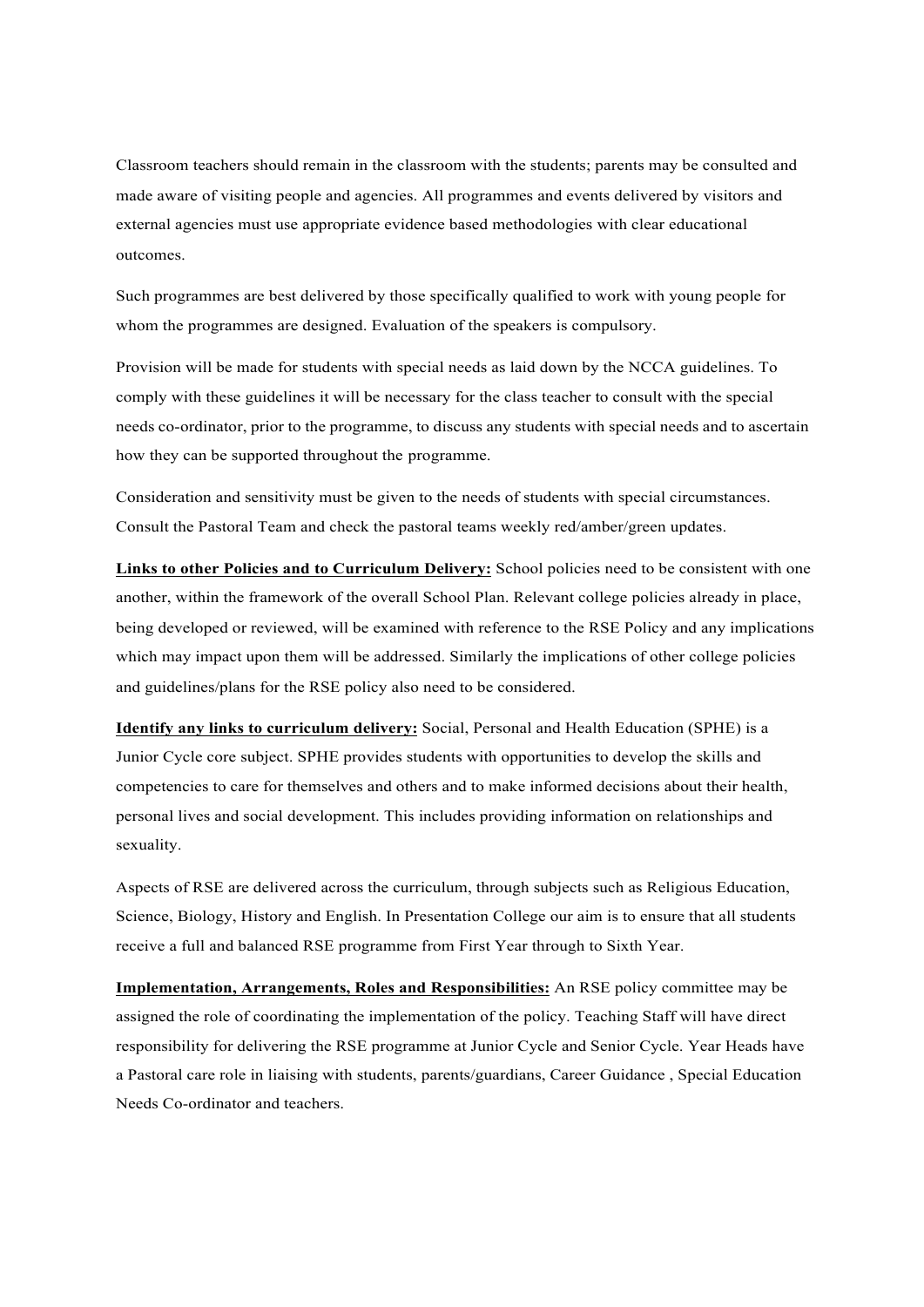Classroom teachers should remain in the classroom with the students; parents may be consulted and made aware of visiting people and agencies. All programmes and events delivered by visitors and external agencies must use appropriate evidence based methodologies with clear educational outcomes.

Such programmes are best delivered by those specifically qualified to work with young people for whom the programmes are designed. Evaluation of the speakers is compulsory.

Provision will be made for students with special needs as laid down by the NCCA guidelines. To comply with these guidelines it will be necessary for the class teacher to consult with the special needs co-ordinator, prior to the programme, to discuss any students with special needs and to ascertain how they can be supported throughout the programme.

Consideration and sensitivity must be given to the needs of students with special circumstances. Consult the Pastoral Team and check the pastoral teams weekly red/amber/green updates.

**Links to other Policies and to Curriculum Delivery:** School policies need to be consistent with one another, within the framework of the overall School Plan. Relevant college policies already in place, being developed or reviewed, will be examined with reference to the RSE Policy and any implications which may impact upon them will be addressed. Similarly the implications of other college policies and guidelines/plans for the RSE policy also need to be considered.

**Identify any links to curriculum delivery:** Social, Personal and Health Education (SPHE) is a Junior Cycle core subject. SPHE provides students with opportunities to develop the skills and competencies to care for themselves and others and to make informed decisions about their health, personal lives and social development. This includes providing information on relationships and sexuality.

Aspects of RSE are delivered across the curriculum, through subjects such as Religious Education, Science, Biology, History and English. In Presentation College our aim is to ensure that all students receive a full and balanced RSE programme from First Year through to Sixth Year.

**Implementation, Arrangements, Roles and Responsibilities:** An RSE policy committee may be assigned the role of coordinating the implementation of the policy. Teaching Staff will have direct responsibility for delivering the RSE programme at Junior Cycle and Senior Cycle. Year Heads have a Pastoral care role in liaising with students, parents/guardians, Career Guidance , Special Education Needs Co-ordinator and teachers.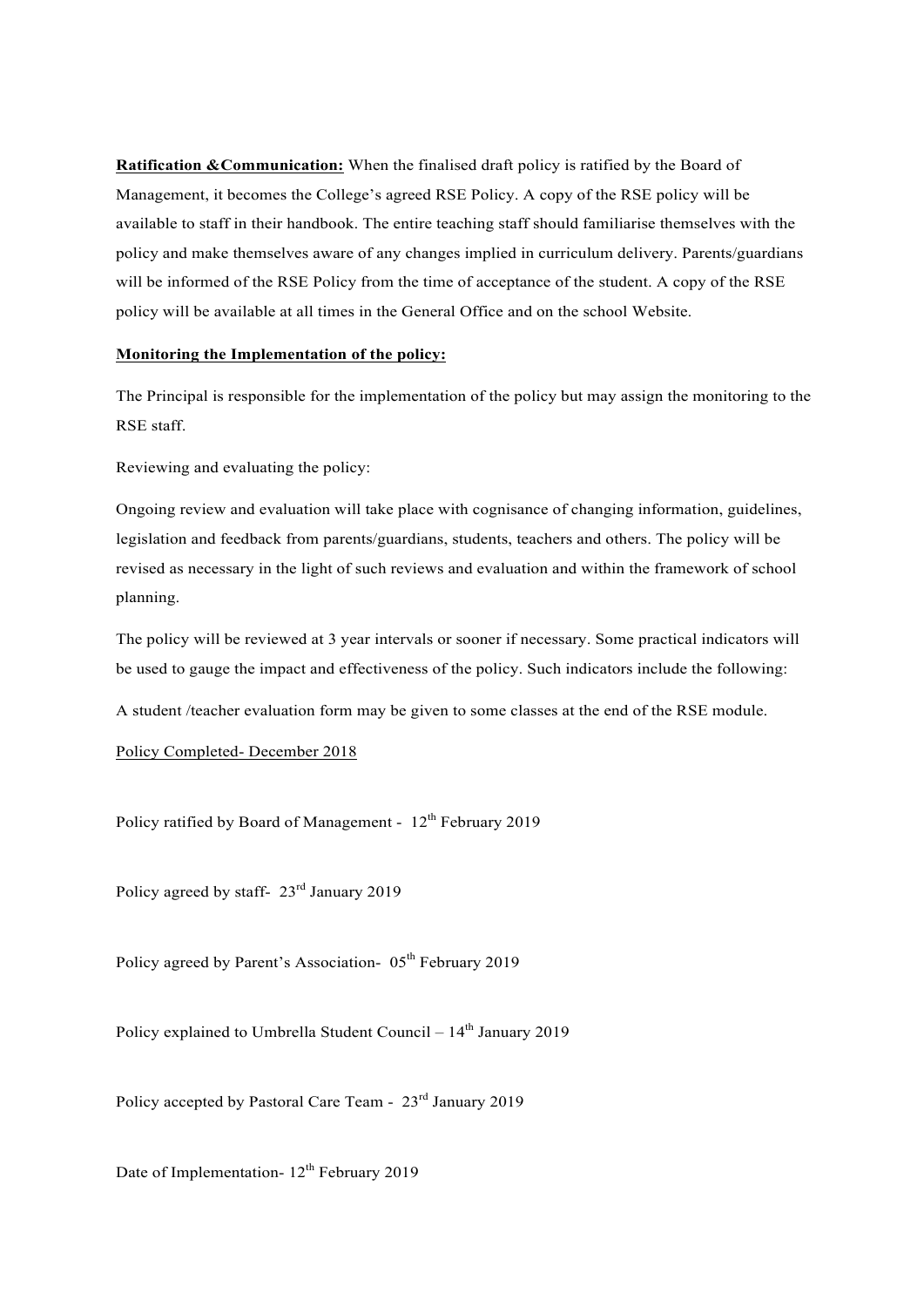**Ratification &Communication:** When the finalised draft policy is ratified by the Board of Management, it becomes the College's agreed RSE Policy. A copy of the RSE policy will be available to staff in their handbook. The entire teaching staff should familiarise themselves with the policy and make themselves aware of any changes implied in curriculum delivery. Parents/guardians will be informed of the RSE Policy from the time of acceptance of the student. A copy of the RSE policy will be available at all times in the General Office and on the school Website.

**Monitoring the Implementation of the policy:**

The Principal is responsible for the implementation of the policy but may assign the monitoring to the RSE staff.

Reviewing and evaluating the policy:

Ongoing review and evaluation will take place with cognisance of changing information, guidelines, legislation and feedback from parents/guardians, students, teachers and others. The policy will be revised as necessary in the light of such reviews and evaluation and within the framework of school planning.

The policy will be reviewed at 3 year intervals or sooner if necessary. Some practical indicators will be used to gauge the impact and effectiveness of the policy. Such indicators include the following:

A student /teacher evaluation form may be given to some classes at the end of the RSE module.

Policy Completed- December 2018

Policy ratified by Board of Management - 12th February 2019

Policy agreed by staff- 23rd January 2019

Policy agreed by Parent's Association- 05th February 2019

Policy explained to Umbrella Student Council – 14th January 2019

Policy accepted by Pastoral Care Team - 23rd January 2019

Date of Implementation- 12th February 2019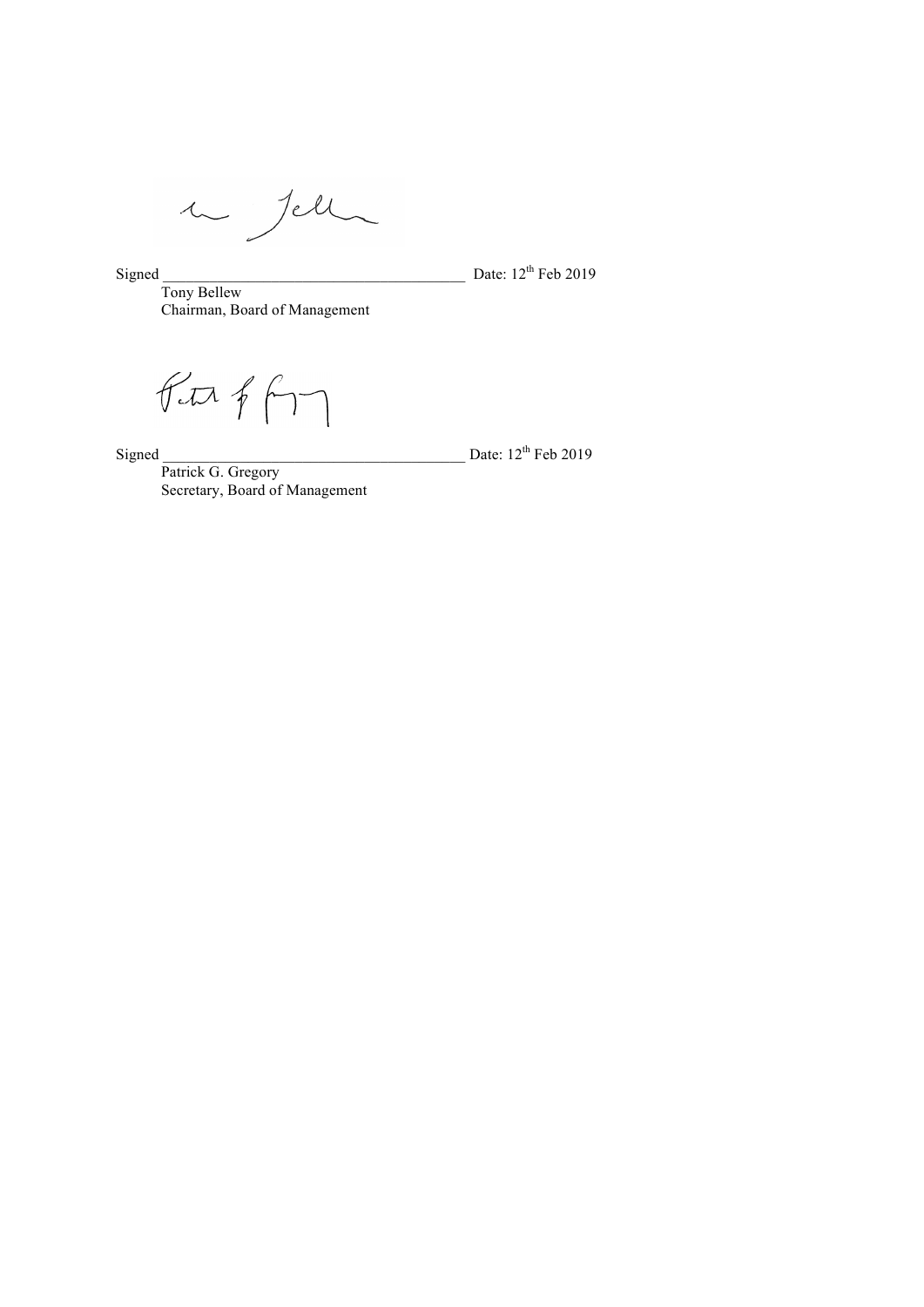Signed \_\_\_\_\_\_\_\_\_\_\_\_\_\_\_\_\_\_\_\_\_\_\_\_\_\_\_\_\_\_\_\_\_\_\_\_\_\_\_\_ Date: 12th Feb 2019

Tony Bellew
Chairman, Board of Management

Signed \_\_\_\_\_\_\_\_\_\_\_\_\_\_\_\_\_\_\_\_\_\_\_\_\_\_\_\_\_\_\_\_\_\_\_\_\_\_\_\_ Date: 12th Feb 2019

Patrick G. Gregory
Secretary, Board of Management